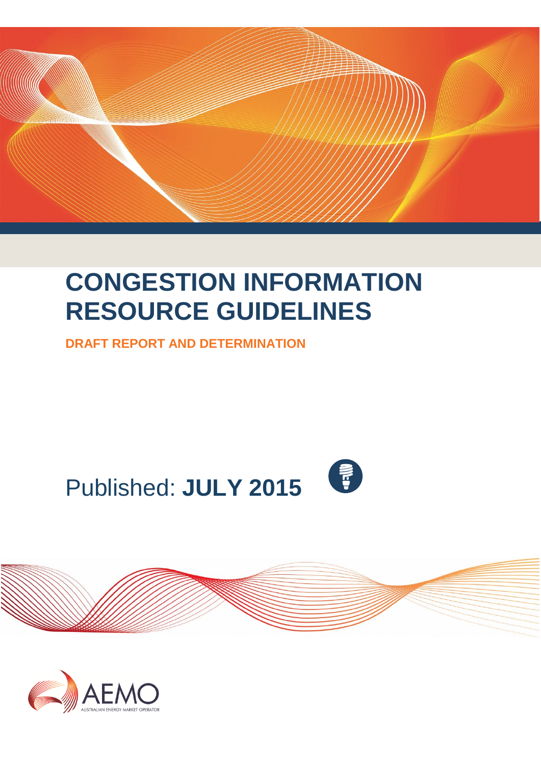# CONGESTION INFORMATION RESOURCE GUIDELINES

**DRAFT REPORT AND DETERMINATION**

Published: **JULY 2015**

AEMO

AUSTRALIAN ENERGY MARKET OPERATOR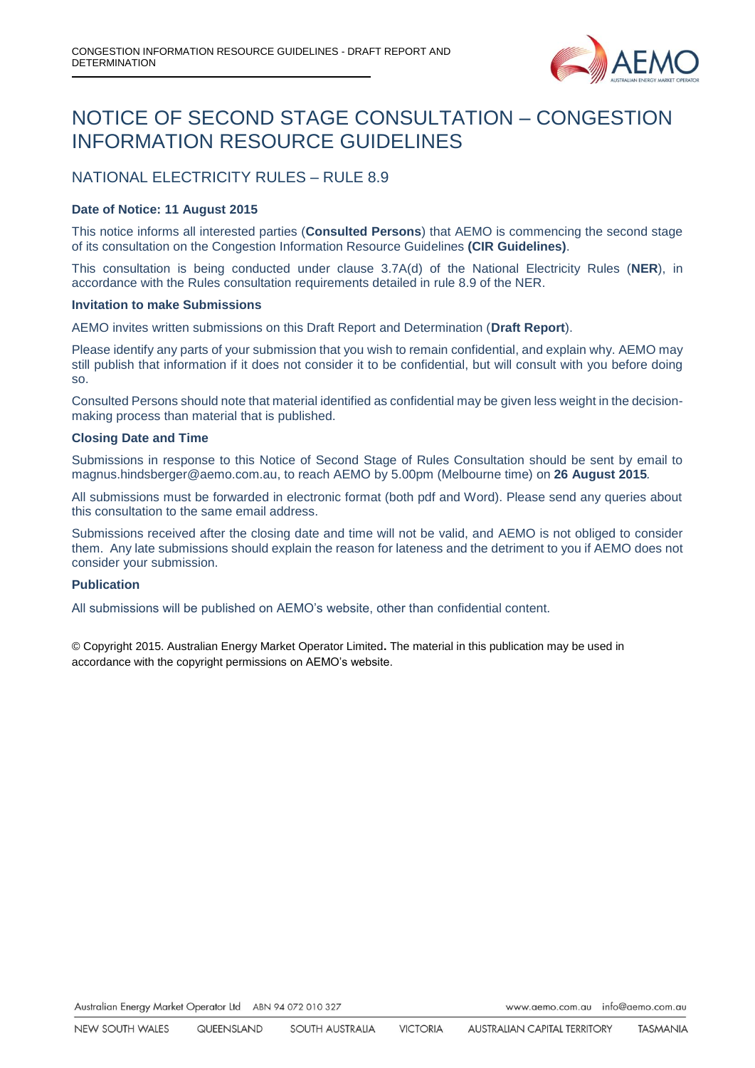# NOTICE OF SECOND STAGE CONSULTATION – CONGESTION INFORMATION RESOURCE GUIDELINES

## NATIONAL ELECTRICITY RULES – RULE 8.9

**Date of Notice: 11 August 2015**

This notice informs all interested parties (**Consulted Persons**) that AEMO is commencing the second stage of its consultation on the Congestion Information Resource Guidelines **(CIR Guidelines)**.

This consultation is being conducted under clause 3.7A(d) of the National Electricity Rules (**NER**), in accordance with the Rules consultation requirements detailed in rule 8.9 of the NER.

**Invitation to make Submissions**

AEMO invites written submissions on this Draft Report and Determination (**Draft Report**).

Please identify any parts of your submission that you wish to remain confidential, and explain why. AEMO may still publish that information if it does not consider it to be confidential, but will consult with you before doing so.

Consulted Persons should note that material identified as confidential may be given less weight in the decision-making process than material that is published.

**Closing Date and Time**

Submissions in response to this Notice of Second Stage of Rules Consultation should be sent by email to magnus.hindsberger@aemo.com.au, to reach AEMO by 5.00pm (Melbourne time) on **26 August 2015**.

All submissions must be forwarded in electronic format (both pdf and Word). Please send any queries about this consultation to the same email address.

Submissions received after the closing date and time will not be valid, and AEMO is not obliged to consider them. Any late submissions should explain the reason for lateness and the detriment to you if AEMO does not consider your submission.

**Publication**

All submissions will be published on AEMO's website, other than confidential content.

© Copyright 2015. Australian Energy Market Operator Limited**.** The material in this publication may be used in accordance with the copyright permissions on AEMO's website.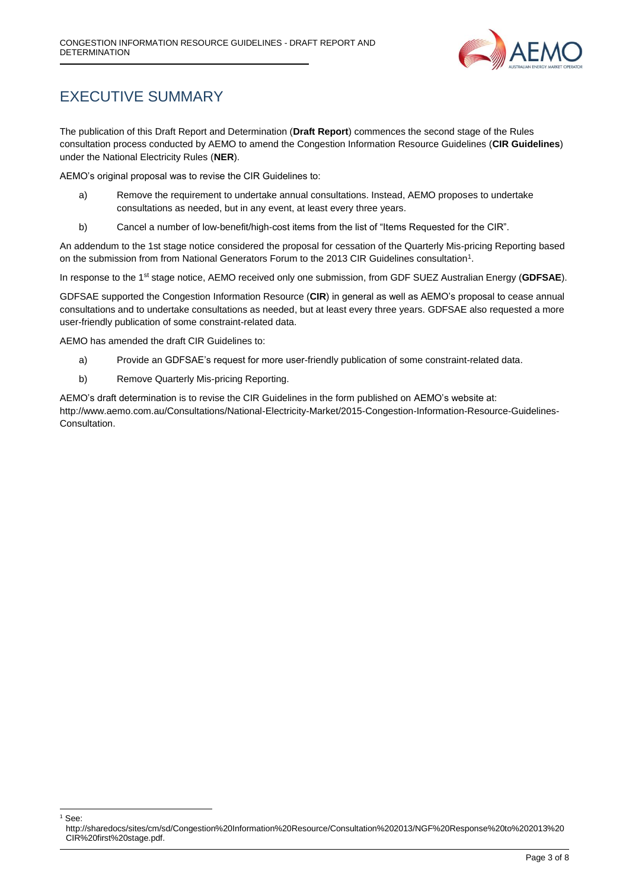# EXECUTIVE SUMMARY

The publication of this Draft Report and Determination (**Draft Report**) commences the second stage of the Rules consultation process conducted by AEMO to amend the Congestion Information Resource Guidelines (**CIR Guidelines**) under the National Electricity Rules (**NER**).

AEMO's original proposal was to revise the CIR Guidelines to:

a) Remove the requirement to undertake annual consultations. Instead, AEMO proposes to undertake consultations as needed, but in any event, at least every three years.

b) Cancel a number of low-benefit/high-cost items from the list of "Items Requested for the CIR".

An addendum to the 1st stage notice considered the proposal for cessation of the Quarterly Mis-pricing Reporting based on the submission from from National Generators Forum to the 2013 CIR Guidelines consultation[1].

In response to the 1st stage notice, AEMO received only one submission, from GDF SUEZ Australian Energy (**GDFSAE**).

GDFSAE supported the Congestion Information Resource (**CIR**) in general as well as AEMO's proposal to cease annual consultations and to undertake consultations as needed, but at least every three years. GDFSAE also requested a more user-friendly publication of some constraint-related data.

AEMO has amended the draft CIR Guidelines to:

a) Provide an GDFSAE's request for more user-friendly publication of some constraint-related data.

b) Remove Quarterly Mis-pricing Reporting.

AEMO's draft determination is to revise the CIR Guidelines in the form published on AEMO's website at: http://www.aemo.com.au/Consultations/National-Electricity-Market/2015-Congestion-Information-Resource-Guidelines-Consultation.

---

[1] See: http://sharedocs/sites/cm/sd/Congestion%20Information%20Resource/Consultation%202013/NGF%20Response%20to%202013%20CIR%20first%20stage.pdf.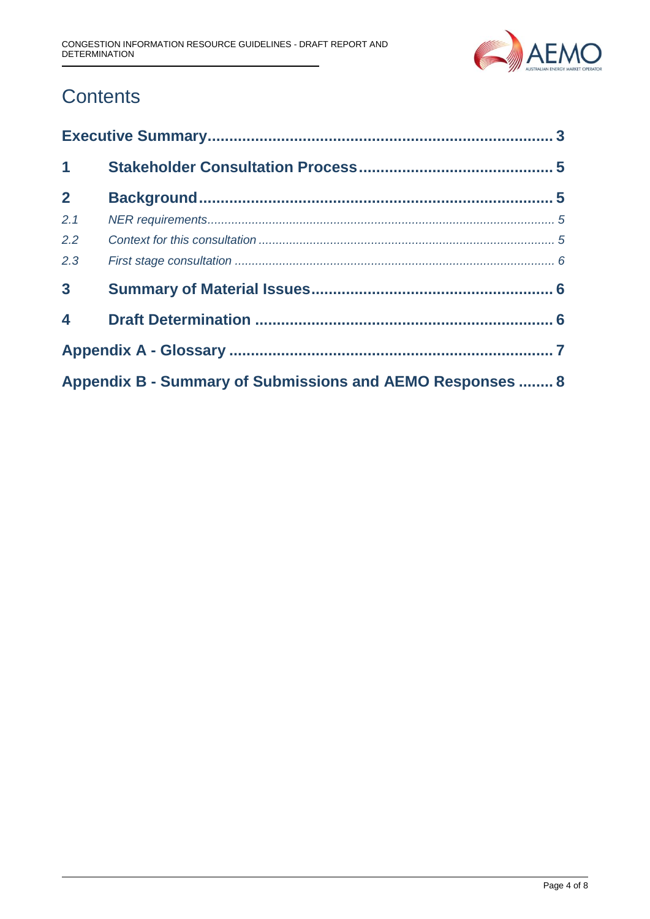# Contents

| | | |
|---|---|---|
| **Executive Summary** | | **3** |
| **1** | **Stakeholder Consultation Process** | **5** |
| **2** | **Background** | **5** |
| *2.1* | *NER requirements* | *5* |
| *2.2* | *Context for this consultation* | *5* |
| *2.3* | *First stage consultation* | *6* |
| **3** | **Summary of Material Issues** | **6** |
| **4** | **Draft Determination** | **6** |
| **Appendix A - Glossary** | | **7** |
| **Appendix B - Summary of Submissions and AEMO Responses** | | **8** |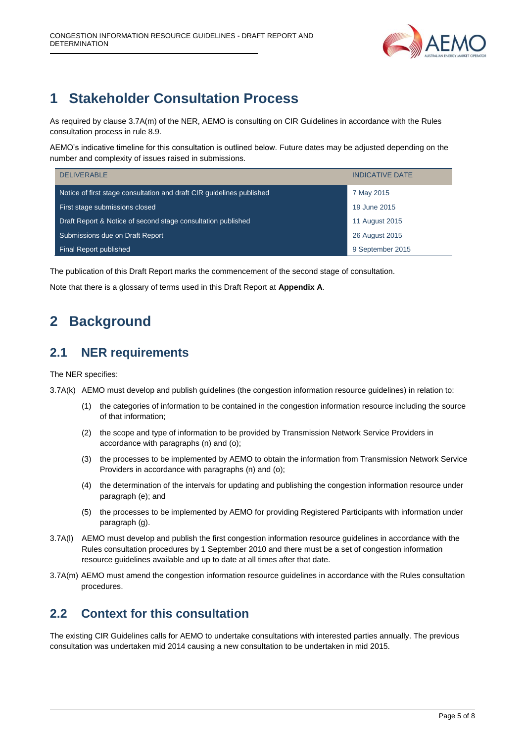# 1 Stakeholder Consultation Process

As required by clause 3.7A(m) of the NER, AEMO is consulting on CIR Guidelines in accordance with the Rules consultation process in rule 8.9.

AEMO's indicative timeline for this consultation is outlined below. Future dates may be adjusted depending on the number and complexity of issues raised in submissions.

| DELIVERABLE | INDICATIVE DATE |
|---|---|
| Notice of first stage consultation and draft CIR guidelines published | 7 May 2015 |
| First stage submissions closed | 19 June 2015 |
| Draft Report & Notice of second stage consultation published | 11 August 2015 |
| Submissions due on Draft Report | 26 August 2015 |
| Final Report published | 9 September 2015 |

The publication of this Draft Report marks the commencement of the second stage of consultation.

Note that there is a glossary of terms used in this Draft Report at **Appendix A**.

# 2 Background

## 2.1 NER requirements

The NER specifies:

3.7A(k) AEMO must develop and publish guidelines (the congestion information resource guidelines) in relation to:

- (1) the categories of information to be contained in the congestion information resource including the source of that information;
- (2) the scope and type of information to be provided by Transmission Network Service Providers in accordance with paragraphs (n) and (o);
- (3) the processes to be implemented by AEMO to obtain the information from Transmission Network Service Providers in accordance with paragraphs (n) and (o);
- (4) the determination of the intervals for updating and publishing the congestion information resource under paragraph (e); and
- (5) the processes to be implemented by AEMO for providing Registered Participants with information under paragraph (g).

3.7A(l) AEMO must develop and publish the first congestion information resource guidelines in accordance with the Rules consultation procedures by 1 September 2010 and there must be a set of congestion information resource guidelines available and up to date at all times after that date.

3.7A(m) AEMO must amend the congestion information resource guidelines in accordance with the Rules consultation procedures.

## 2.2 Context for this consultation

The existing CIR Guidelines calls for AEMO to undertake consultations with interested parties annually. The previous consultation was undertaken mid 2014 causing a new consultation to be undertaken in mid 2015.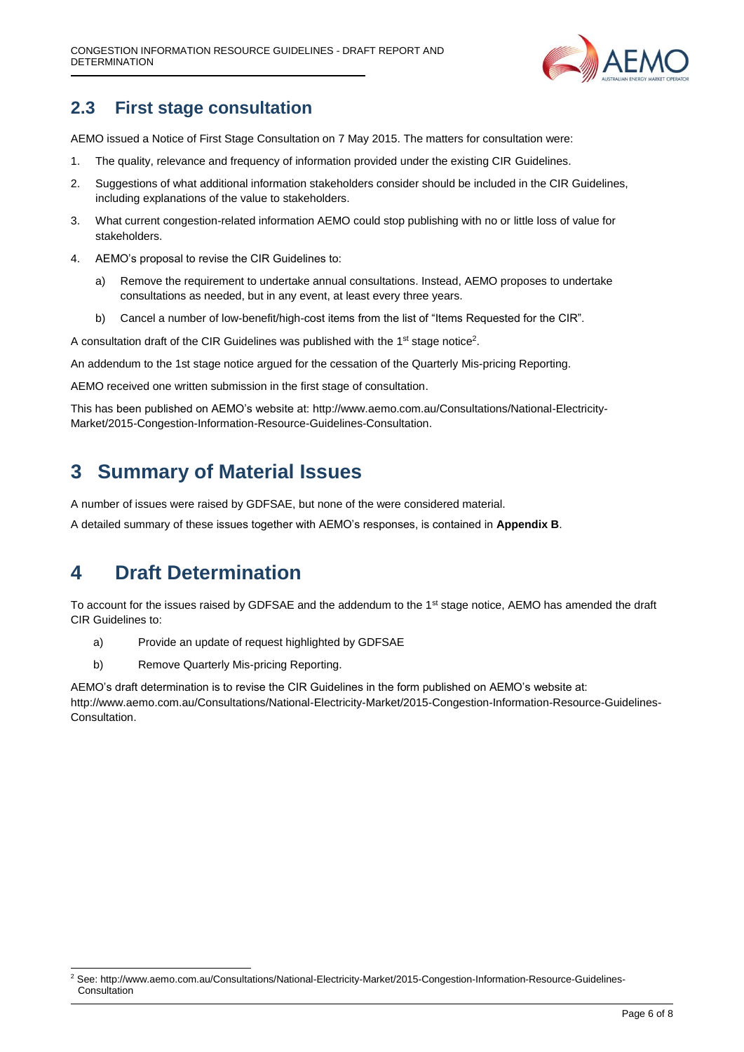## 2.3 First stage consultation

AEMO issued a Notice of First Stage Consultation on 7 May 2015. The matters for consultation were:

1. The quality, relevance and frequency of information provided under the existing CIR Guidelines.
2. Suggestions of what additional information stakeholders consider should be included in the CIR Guidelines, including explanations of the value to stakeholders.
3. What current congestion-related information AEMO could stop publishing with no or little loss of value for stakeholders.
4. AEMO's proposal to revise the CIR Guidelines to:
   a) Remove the requirement to undertake annual consultations. Instead, AEMO proposes to undertake consultations as needed, but in any event, at least every three years.
   b) Cancel a number of low-benefit/high-cost items from the list of "Items Requested for the CIR".

A consultation draft of the CIR Guidelines was published with the 1st stage notice[2].

An addendum to the 1st stage notice argued for the cessation of the Quarterly Mis-pricing Reporting.

AEMO received one written submission in the first stage of consultation.

This has been published on AEMO's website at: http://www.aemo.com.au/Consultations/National-Electricity-Market/2015-Congestion-Information-Resource-Guidelines-Consultation.

# 3 Summary of Material Issues

A number of issues were raised by GDFSAE, but none of the were considered material.

A detailed summary of these issues together with AEMO's responses, is contained in **Appendix B**.

# 4 Draft Determination

To account for the issues raised by GDFSAE and the addendum to the 1st stage notice, AEMO has amended the draft CIR Guidelines to:

a) Provide an update of request highlighted by GDFSAE

b) Remove Quarterly Mis-pricing Reporting.

AEMO's draft determination is to revise the CIR Guidelines in the form published on AEMO's website at: http://www.aemo.com.au/Consultations/National-Electricity-Market/2015-Congestion-Information-Resource-Guidelines-Consultation.

[2] See: http://www.aemo.com.au/Consultations/National-Electricity-Market/2015-Congestion-Information-Resource-Guidelines-Consultation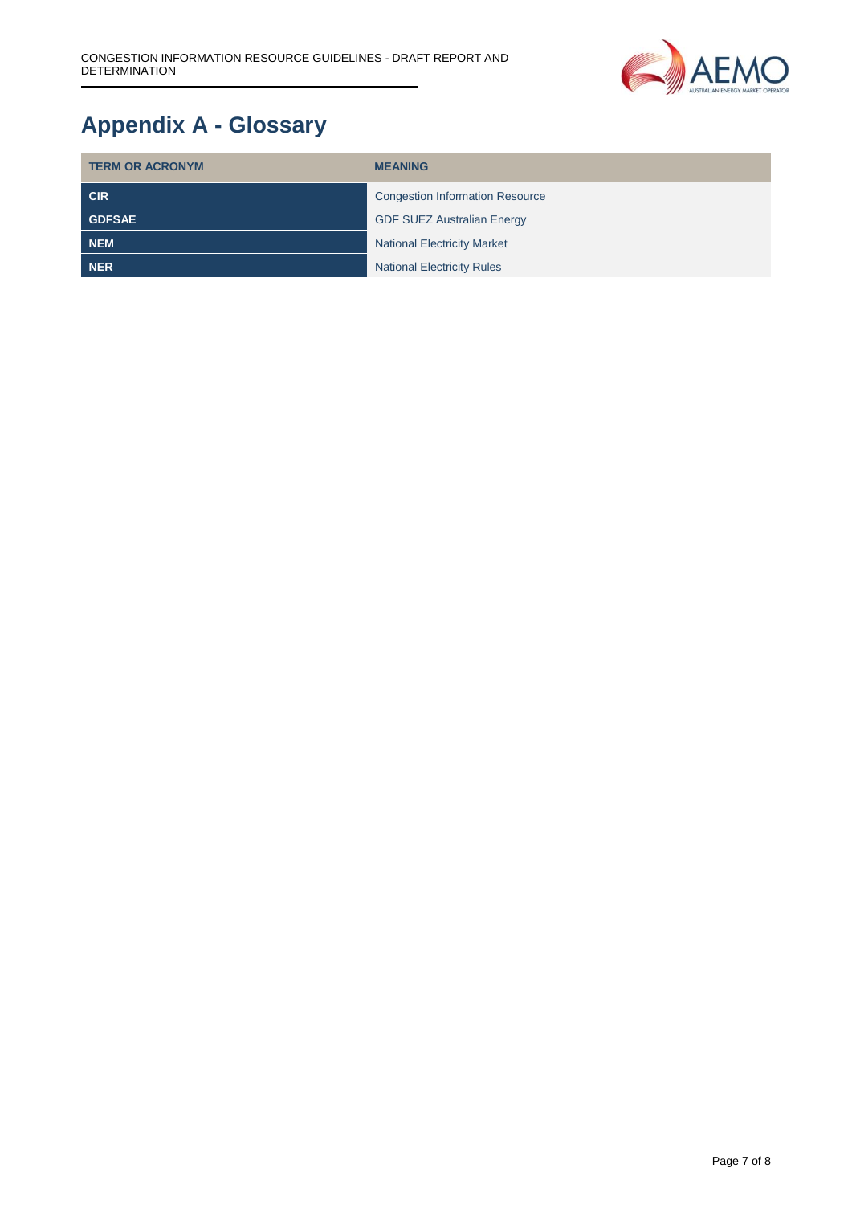# Appendix A - Glossary

| TERM OR ACRONYM | MEANING |
| --- | --- |
| **CIR** | Congestion Information Resource |
| **GDFSAE** | GDF SUEZ Australian Energy |
| **NEM** | National Electricity Market |
| **NER** | National Electricity Rules |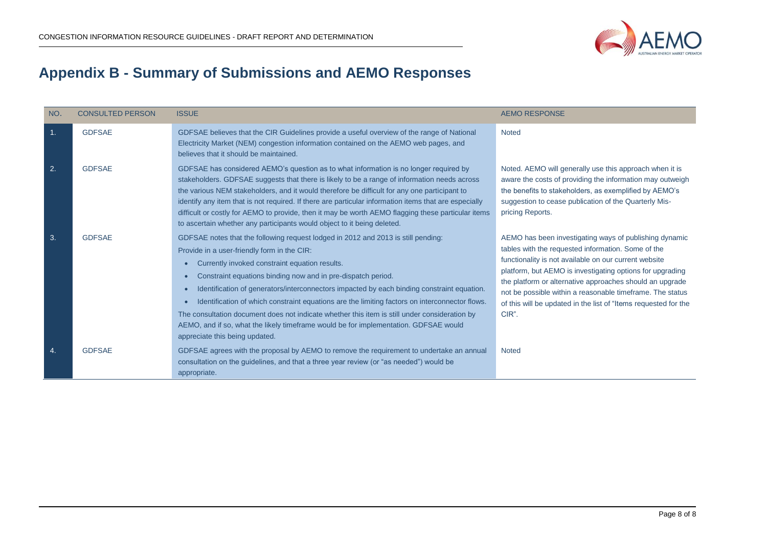# Appendix B - Summary of Submissions and AEMO Responses

| NO. | CONSULTED PERSON | ISSUE | AEMO RESPONSE |
|---|---|---|---|
| 1. | GDFSAE | GDFSAE believes that the CIR Guidelines provide a useful overview of the range of National Electricity Market (NEM) congestion information contained on the AEMO web pages, and believes that it should be maintained. | Noted |
| 2. | GDFSAE | GDFSAE has considered AEMO's question as to what information is no longer required by stakeholders. GDFSAE suggests that there is likely to be a range of information needs across the various NEM stakeholders, and it would therefore be difficult for any one participant to identify any item that is not required. If there are particular information items that are especially difficult or costly for AEMO to provide, then it may be worth AEMO flagging these particular items to ascertain whether any participants would object to it being deleted. | Noted. AEMO will generally use this approach when it is aware the costs of providing the information may outweigh the benefits to stakeholders, as exemplified by AEMO's suggestion to cease publication of the Quarterly Mis-pricing Reports. |
| 3. | GDFSAE | GDFSAE notes that the following request lodged in 2012 and 2013 is still pending:<br>Provide in a user-friendly form in the CIR:<br>• Currently invoked constraint equation results.<br>• Constraint equations binding now and in pre-dispatch period.<br>• Identification of generators/interconnectors impacted by each binding constraint equation.<br>• Identification of which constraint equations are the limiting factors on interconnector flows.<br>The consultation document does not indicate whether this item is still under consideration by AEMO, and if so, what the likely timeframe would be for implementation. GDFSAE would appreciate this being updated. | AEMO has been investigating ways of publishing dynamic tables with the requested information. Some of the functionality is not available on our current website platform, but AEMO is investigating options for upgrading the platform or alternative approaches should an upgrade not be possible within a reasonable timeframe. The status of this will be updated in the list of "Items requested for the CIR". |
| 4. | GDFSAE | GDFSAE agrees with the proposal by AEMO to remove the requirement to undertake an annual consultation on the guidelines, and that a three year review (or "as needed") would be appropriate. | Noted |